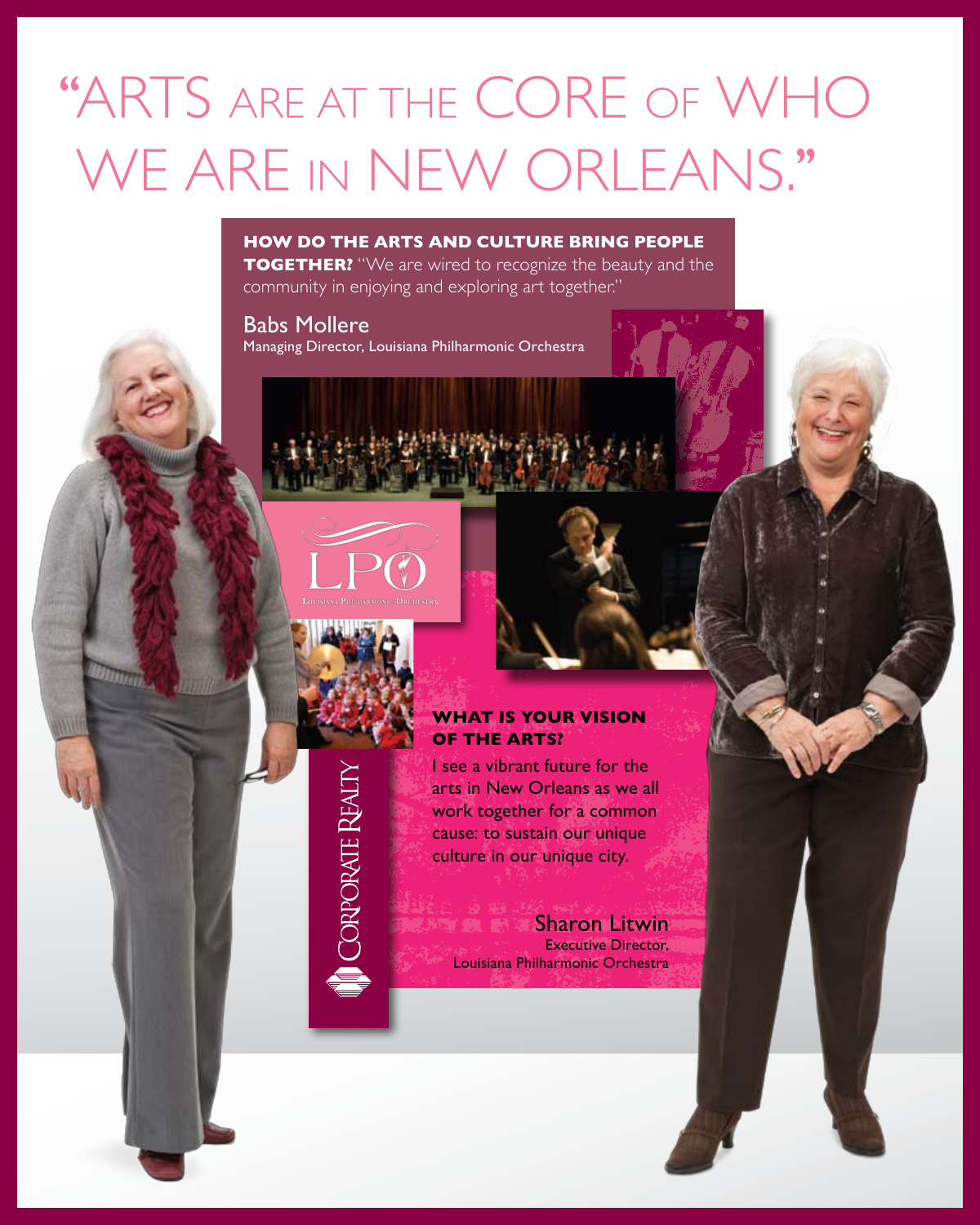# "ARTS ARE AT THE CORE OF WHO WE ARE IN NEW ORLEANS."

**HOW DO THE ARTS AND CULTURE BRING PEOPLE TOGETHER?** "We are wired to recognize the beauty and the community in enjoying and exploring art together."

Babs Mollere
Managing Director, Louisiana Philharmonic Orchestra

LPO
Louisiana Philharmonic Orchestra

**WHAT IS YOUR VISION OF THE ARTS?**

I see a vibrant future for the arts in New Orleans as we all work together for a common cause: to sustain our unique culture in our unique city.

Sharon Litwin
Executive Director,
Louisiana Philharmonic Orchestra

Corporate Realty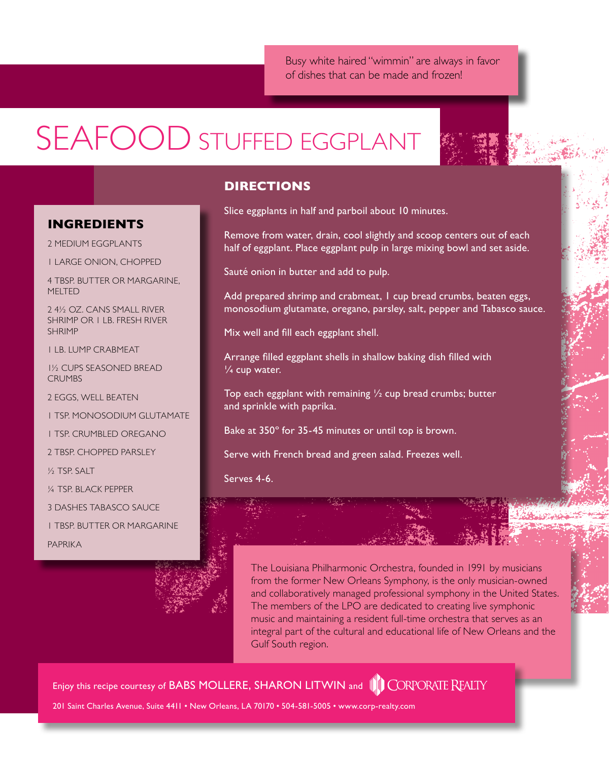Busy white haired "wimmin" are always in favor of dishes that can be made and frozen!

# SEAFOOD STUFFED EGGPLANT

## INGREDIENTS

2 MEDIUM EGGPLANTS

1 LARGE ONION, CHOPPED

4 TBSP. BUTTER OR MARGARINE, MELTED

2 4½ OZ. CANS SMALL RIVER SHRIMP OR 1 LB. FRESH RIVER SHRIMP

1 LB. LUMP CRABMEAT

1½ CUPS SEASONED BREAD CRUMBS

2 EGGS, WELL BEATEN

1 TSP. MONOSODIUM GLUTAMATE

1 TSP. CRUMBLED OREGANO

2 TBSP. CHOPPED PARSLEY

½ TSP. SALT

¼ TSP. BLACK PEPPER

3 DASHES TABASCO SAUCE

1 TBSP. BUTTER OR MARGARINE

PAPRIKA

## DIRECTIONS

Slice eggplants in half and parboil about 10 minutes.

Remove from water, drain, cool slightly and scoop centers out of each half of eggplant. Place eggplant pulp in large mixing bowl and set aside.

Sauté onion in butter and add to pulp.

Add prepared shrimp and crabmeat, 1 cup bread crumbs, beaten eggs, monosodium glutamate, oregano, parsley, salt, pepper and Tabasco sauce.

Mix well and fill each eggplant shell.

Arrange filled eggplant shells in shallow baking dish filled with ¼ cup water.

Top each eggplant with remaining ½ cup bread crumbs; butter and sprinkle with paprika.

Bake at 350° for 35-45 minutes or until top is brown.

Serve with French bread and green salad. Freezes well.

Serves 4-6.

The Louisiana Philharmonic Orchestra, founded in 1991 by musicians from the former New Orleans Symphony, is the only musician-owned and collaboratively managed professional symphony in the United States. The members of the LPO are dedicated to creating live symphonic music and maintaining a resident full-time orchestra that serves as an integral part of the cultural and educational life of New Orleans and the Gulf South region.

Enjoy this recipe courtesy of BABS MOLLERE, SHARON LITWIN and CORPORATE REALTY

201 Saint Charles Avenue, Suite 4411 • New Orleans, LA 70170 • 504-581-5005 • www.corp-realty.com